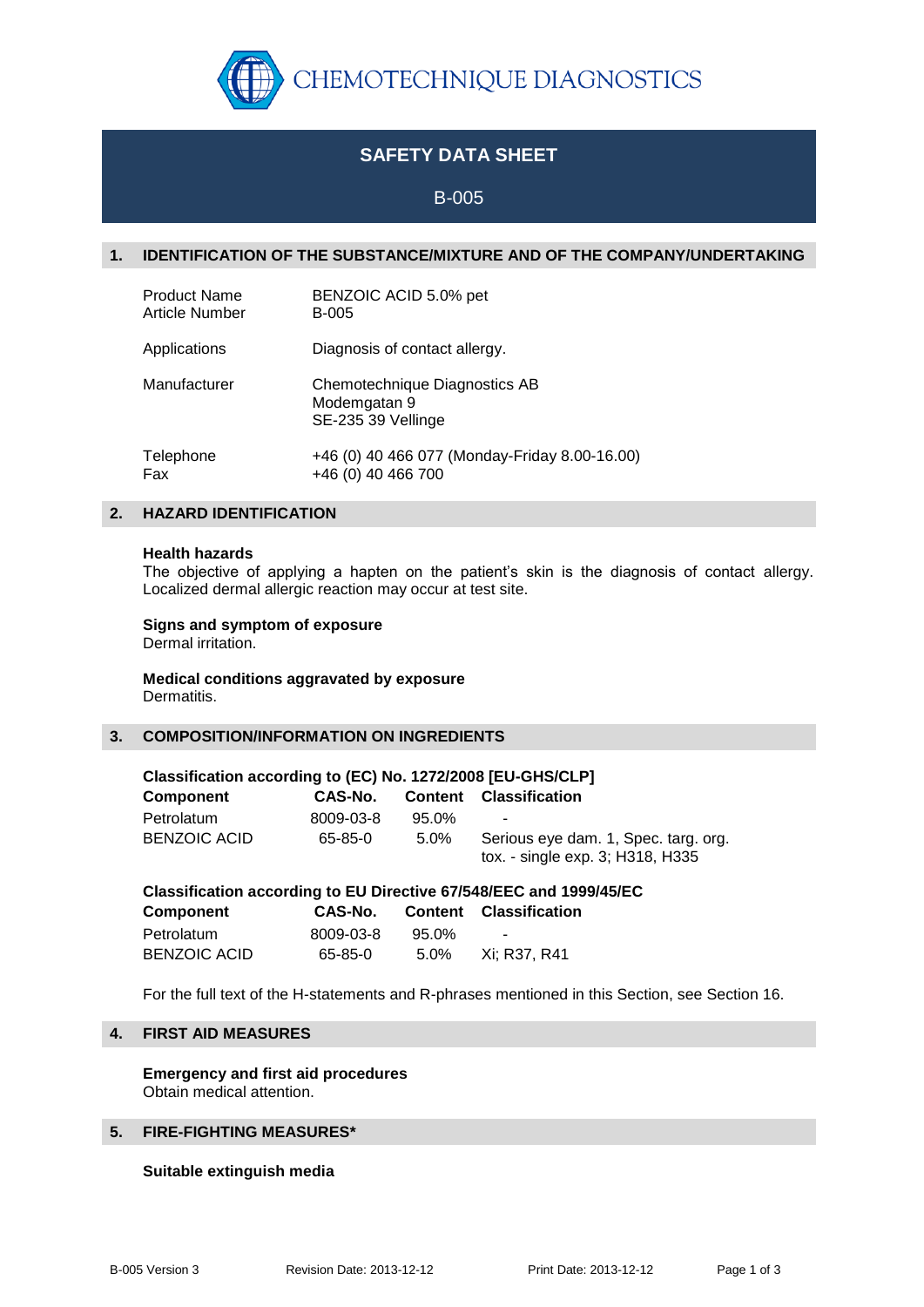CHEMOTECHNIQUE DIAGNOSTICS

# SAFETY DATA SHEET

## B-005

## 1. IDENTIFICATION OF THE SUBSTANCE/MIXTURE AND OF THE COMPANY/UNDERTAKING

| | |
|---|---|
| Product Name | BENZOIC ACID 5.0% pet |
| Article Number | B-005 |
| Applications | Diagnosis of contact allergy. |
| Manufacturer | Chemotechnique Diagnostics AB<br>Modemgatan 9<br>SE-235 39 Vellinge |
| Telephone | +46 (0) 40 466 077 (Monday-Friday 8.00-16.00) |
| Fax | +46 (0) 40 466 700 |

## 2. HAZARD IDENTIFICATION

**Health hazards**
The objective of applying a hapten on the patient's skin is the diagnosis of contact allergy. Localized dermal allergic reaction may occur at test site.

**Signs and symptom of exposure**
Dermal irritation.

**Medical conditions aggravated by exposure**
Dermatitis.

## 3. COMPOSITION/INFORMATION ON INGREDIENTS

**Classification according to (EC) No. 1272/2008 [EU-GHS/CLP]**

| Component | CAS-No. | Content | Classification |
|---|---|---|---|
| Petrolatum | 8009-03-8 | 95.0% | - |
| BENZOIC ACID | 65-85-0 | 5.0% | Serious eye dam. 1, Spec. targ. org. tox. - single exp. 3; H318, H335 |

**Classification according to EU Directive 67/548/EEC and 1999/45/EC**

| Component | CAS-No. | Content | Classification |
|---|---|---|---|
| Petrolatum | 8009-03-8 | 95.0% | - |
| BENZOIC ACID | 65-85-0 | 5.0% | Xi; R37, R41 |

For the full text of the H-statements and R-phrases mentioned in this Section, see Section 16.

## 4. FIRST AID MEASURES

**Emergency and first aid procedures**
Obtain medical attention.

## 5. FIRE-FIGHTING MEASURES*

**Suitable extinguish media**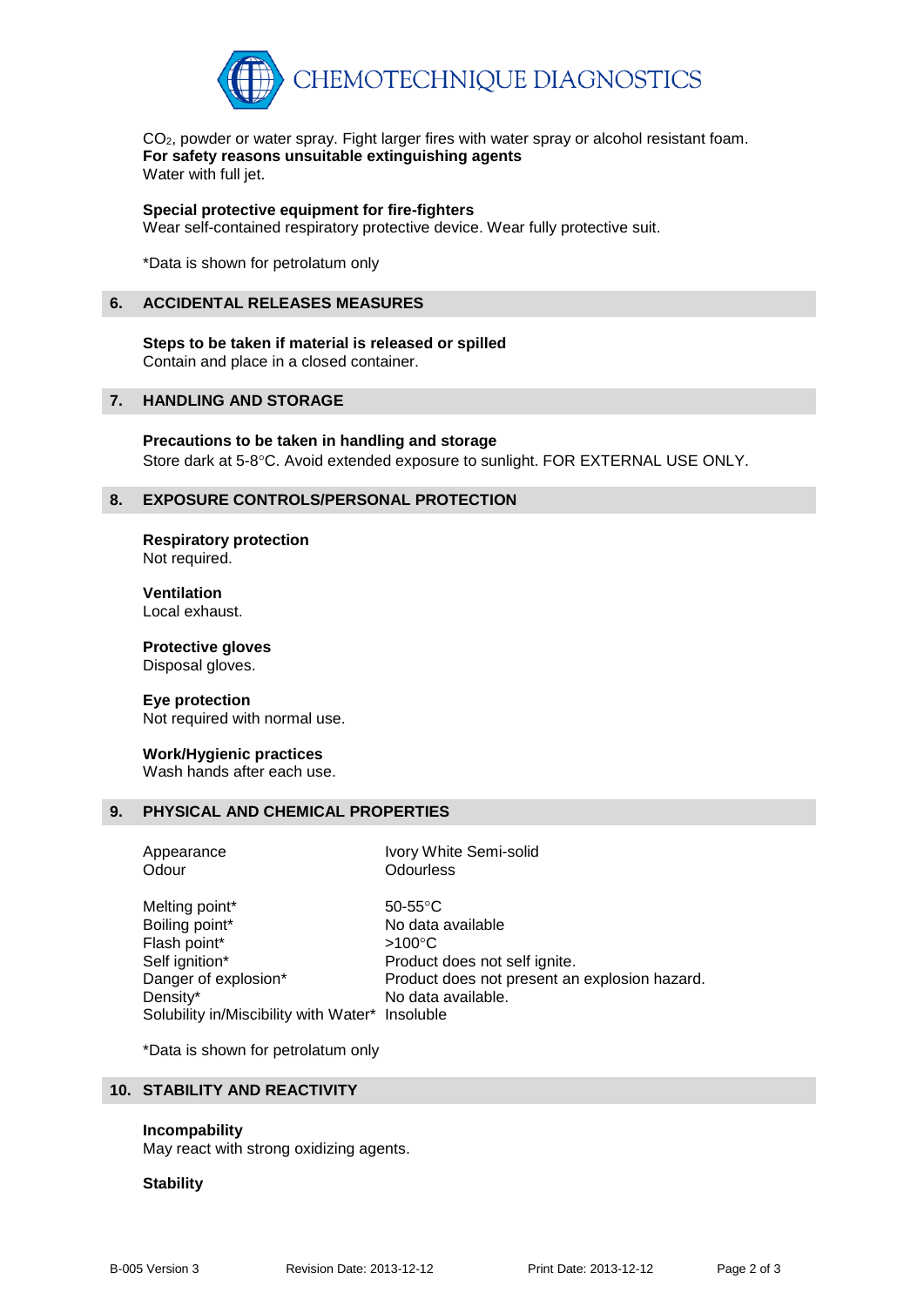$CO_2$, powder or water spray. Fight larger fires with water spray or alcohol resistant foam.

**For safety reasons unsuitable extinguishing agents**
Water with full jet.

**Special protective equipment for fire-fighters**
Wear self-contained respiratory protective device. Wear fully protective suit.

*Data is shown for petrolatum only

## 6. ACCIDENTAL RELEASES MEASURES

**Steps to be taken if material is released or spilled**
Contain and place in a closed container.

## 7. HANDLING AND STORAGE

**Precautions to be taken in handling and storage**
Store dark at 5-8°C. Avoid extended exposure to sunlight. FOR EXTERNAL USE ONLY.

## 8. EXPOSURE CONTROLS/PERSONAL PROTECTION

**Respiratory protection**
Not required.

**Ventilation**
Local exhaust.

**Protective gloves**
Disposal gloves.

**Eye protection**
Not required with normal use.

**Work/Hygienic practices**
Wash hands after each use.

## 9. PHYSICAL AND CHEMICAL PROPERTIES

| | |
|---|---|
| Appearance | Ivory White Semi-solid |
| Odour | Odourless |
| Melting point* | 50-55°C |
| Boiling point* | No data available |
| Flash point* | >100°C |
| Self ignition* | Product does not self ignite. |
| Danger of explosion* | Product does not present an explosion hazard. |
| Density* | No data available. |
| Solubility in/Miscibility with Water* | Insoluble |

*Data is shown for petrolatum only

## 10. STABILITY AND REACTIVITY

**Incompability**
May react with strong oxidizing agents.

**Stability**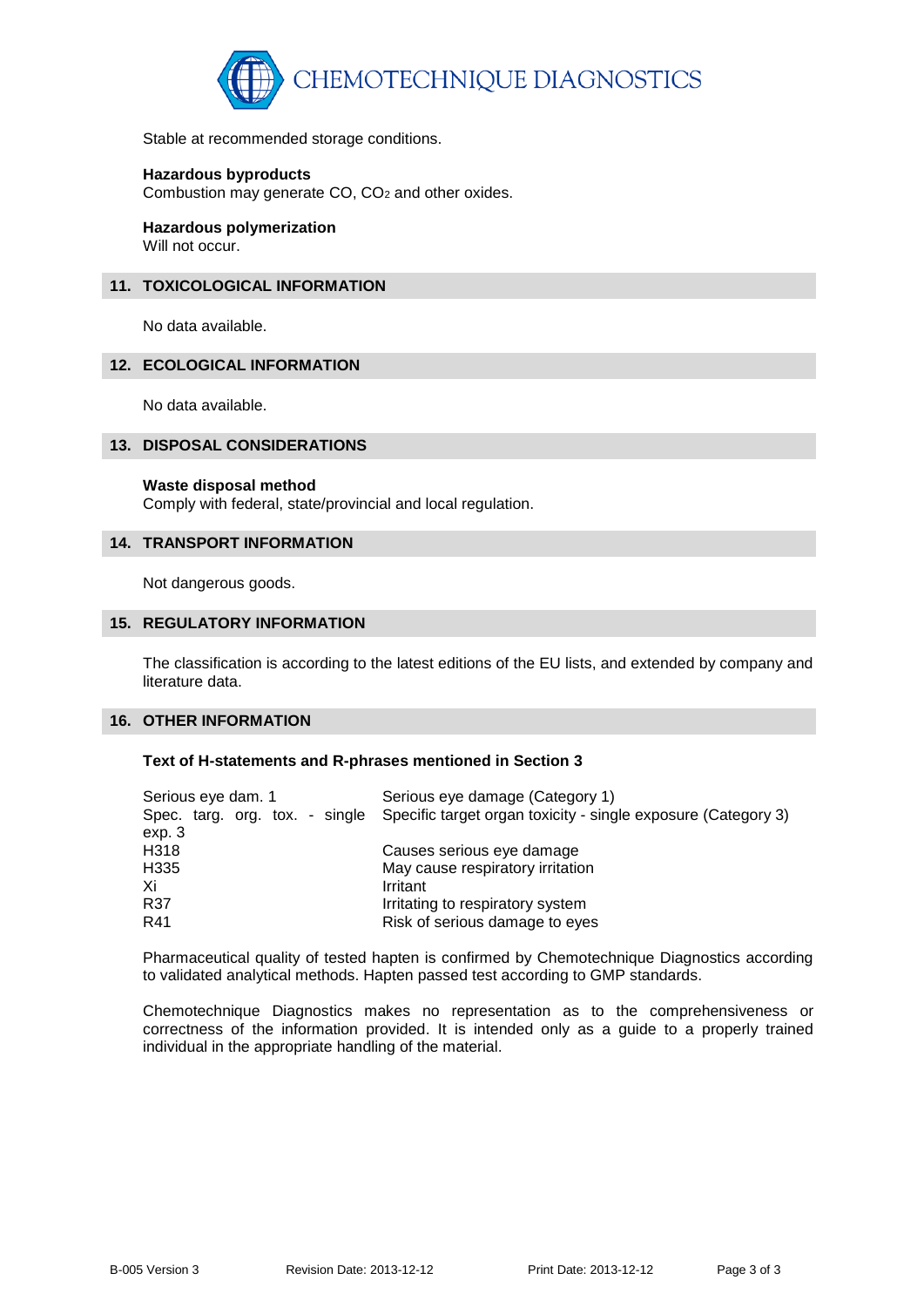Stable at recommended storage conditions.

**Hazardous byproducts**
Combustion may generate CO, $CO_2$ and other oxides.

**Hazardous polymerization**
Will not occur.

## 11. TOXICOLOGICAL INFORMATION

No data available.

## 12. ECOLOGICAL INFORMATION

No data available.

## 13. DISPOSAL CONSIDERATIONS

**Waste disposal method**
Comply with federal, state/provincial and local regulation.

## 14. TRANSPORT INFORMATION

Not dangerous goods.

## 15. REGULATORY INFORMATION

The classification is according to the latest editions of the EU lists, and extended by company and literature data.

## 16. OTHER INFORMATION

**Text of H-statements and R-phrases mentioned in Section 3**

| | |
|---|---|
| Serious eye dam. 1 | Serious eye damage (Category 1) |
| Spec. targ. org. tox. - single exp. 3 | Specific target organ toxicity - single exposure (Category 3) |
| H318 | Causes serious eye damage |
| H335 | May cause respiratory irritation |
| Xi | Irritant |
| R37 | Irritating to respiratory system |
| R41 | Risk of serious damage to eyes |

Pharmaceutical quality of tested hapten is confirmed by Chemotechnique Diagnostics according to validated analytical methods. Hapten passed test according to GMP standards.

Chemotechnique Diagnostics makes no representation as to the comprehensiveness or correctness of the information provided. It is intended only as a guide to a properly trained individual in the appropriate handling of the material.

B-005 Version 3 Revision Date: 2013-12-12 Print Date: 2013-12-12